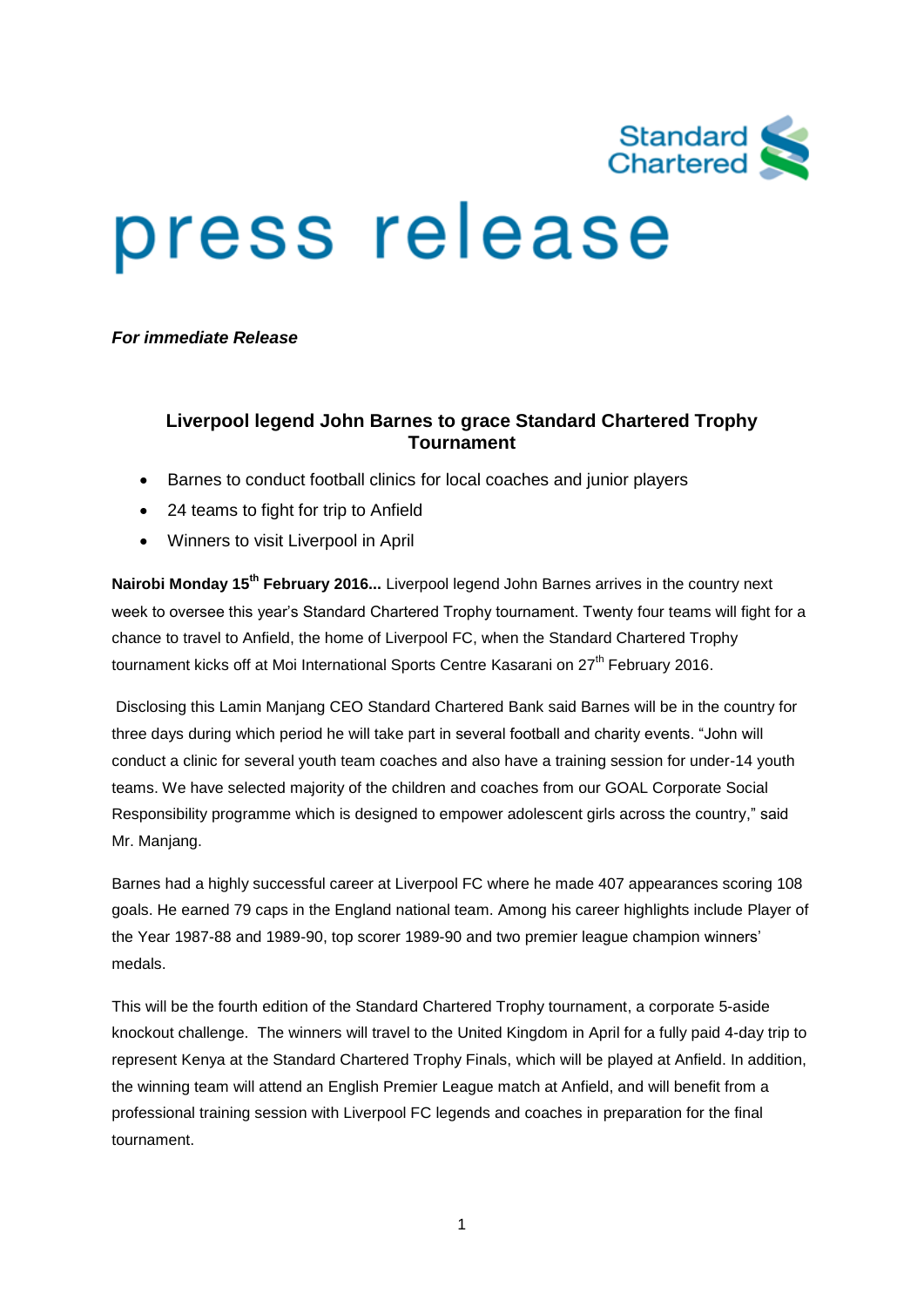Standard Chartered

# press release

***For immediate Release***

## Liverpool legend John Barnes to grace Standard Chartered Trophy Tournament

- Barnes to conduct football clinics for local coaches and junior players
- 24 teams to fight for trip to Anfield
- Winners to visit Liverpool in April

**Nairobi Monday 15th February 2016...** Liverpool legend John Barnes arrives in the country next week to oversee this year's Standard Chartered Trophy tournament. Twenty four teams will fight for a chance to travel to Anfield, the home of Liverpool FC, when the Standard Chartered Trophy tournament kicks off at Moi International Sports Centre Kasarani on 27th February 2016.

Disclosing this Lamin Manjang CEO Standard Chartered Bank said Barnes will be in the country for three days during which period he will take part in several football and charity events. "John will conduct a clinic for several youth team coaches and also have a training session for under-14 youth teams. We have selected majority of the children and coaches from our GOAL Corporate Social Responsibility programme which is designed to empower adolescent girls across the country," said Mr. Manjang.

Barnes had a highly successful career at Liverpool FC where he made 407 appearances scoring 108 goals. He earned 79 caps in the England national team. Among his career highlights include Player of the Year 1987-88 and 1989-90, top scorer 1989-90 and two premier league champion winners' medals.

This will be the fourth edition of the Standard Chartered Trophy tournament, a corporate 5-aside knockout challenge. The winners will travel to the United Kingdom in April for a fully paid 4-day trip to represent Kenya at the Standard Chartered Trophy Finals, which will be played at Anfield. In addition, the winning team will attend an English Premier League match at Anfield, and will benefit from a professional training session with Liverpool FC legends and coaches in preparation for the final tournament.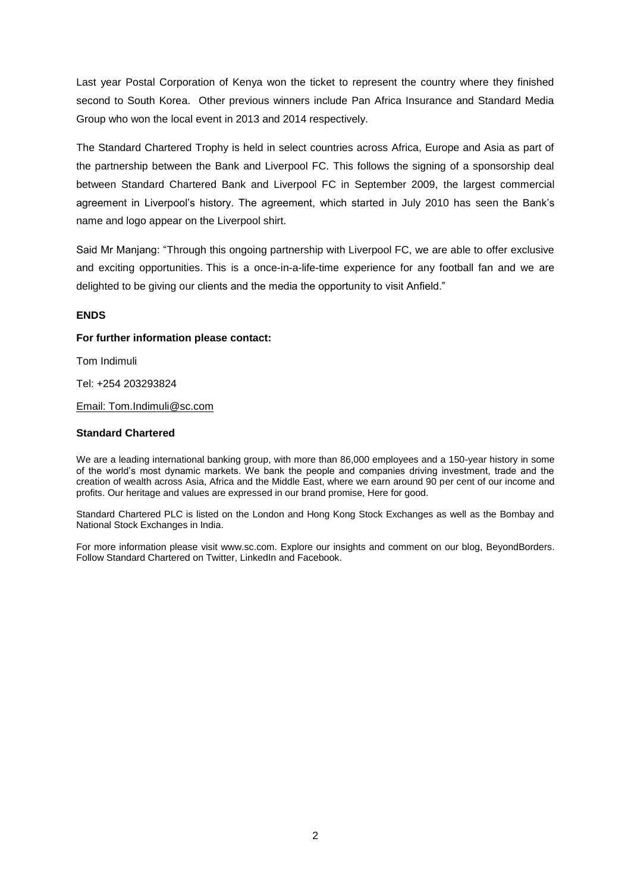Last year Postal Corporation of Kenya won the ticket to represent the country where they finished second to South Korea. Other previous winners include Pan Africa Insurance and Standard Media Group who won the local event in 2013 and 2014 respectively.

The Standard Chartered Trophy is held in select countries across Africa, Europe and Asia as part of the partnership between the Bank and Liverpool FC. This follows the signing of a sponsorship deal between Standard Chartered Bank and Liverpool FC in September 2009, the largest commercial agreement in Liverpool's history. The agreement, which started in July 2010 has seen the Bank's name and logo appear on the Liverpool shirt.

Said Mr Manjang: "Through this ongoing partnership with Liverpool FC, we are able to offer exclusive and exciting opportunities. This is a once-in-a-life-time experience for any football fan and we are delighted to be giving our clients and the media the opportunity to visit Anfield."

**ENDS**

**For further information please contact:**

Tom Indimuli

Tel: +254 203293824

Email: Tom.Indimuli@sc.com

**Standard Chartered**

We are a leading international banking group, with more than 86,000 employees and a 150-year history in some of the world's most dynamic markets. We bank the people and companies driving investment, trade and the creation of wealth across Asia, Africa and the Middle East, where we earn around 90 per cent of our income and profits. Our heritage and values are expressed in our brand promise, Here for good.

Standard Chartered PLC is listed on the London and Hong Kong Stock Exchanges as well as the Bombay and National Stock Exchanges in India.

For more information please visit www.sc.com. Explore our insights and comment on our blog, BeyondBorders. Follow Standard Chartered on Twitter, LinkedIn and Facebook.